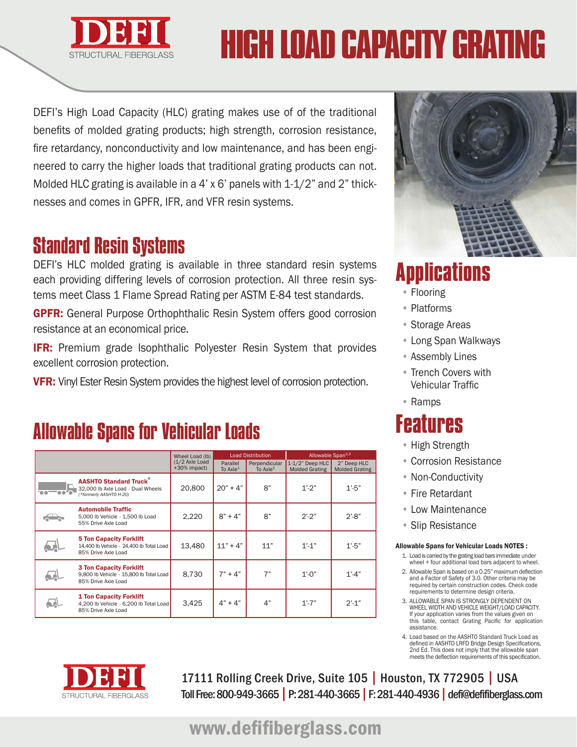# HIGH LOAD CAPACITY GRATING

DEFI STRUCTURAL FIBERGLASS

DEFI's High Load Capacity (HLC) grating makes use of of the traditional benefits of molded grating products; high strength, corrosion resistance, fire retardancy, nonconductivity and low maintenance, and has been engineered to carry the higher loads that traditional grating products can not. Molded HLC grating is available in a 4' x 6' panels with 1-1/2" and 2" thicknesses and comes in GPFR, IFR, and VFR resin systems.

## Standard Resin Systems

DEFI's HLC molded grating is available in three standard resin systems each providing differing levels of corrosion protection. All three resin systems meet Class 1 Flame Spread Rating per ASTM E-84 test standards.

**GPFR:** General Purpose Orthophthalic Resin System offers good corrosion resistance at an economical price.

**IFR:** Premium grade Isophthalic Polyester Resin System that provides excellent corrosion protection.

**VFR:** Vinyl Ester Resin System provides the highest level of corrosion protection.

## Applications

- Flooring
- Platforms
- Storage Areas
- Long Span Walkways
- Assembly Lines
- Trench Covers with Vehicular Traffic
- Ramps

## Features

- High Strength
- Corrosion Resistance
- Non-Conductivity
- Fire Retardant
- Low Maintenance
- Slip Resistance

## Allowable Spans for Vehicular Loads

| | Wheel Load (lb) (1/2 Axle Load +30% impact) | Load Distribution | | Allowable Span[2,3] | |
|---|---|---|---|---|---|
| | | Parallel To Axle[1] | Perpendicular To Axle[1] | 1-1/2" Deep HLC Molded Grating | 2" Deep HLC Molded Grating |
| **AASHTO Standard Truck**[4] 32,000 lb Axle Load - Dual Wheels *(*formerly AASHTO H-20)* | 20,800 | 20" + 4" | 8" | 1'-2" | 1'-5" |
| **Automobile Traffic** 5,000 lb Vehicle - 1,500 lb Load 55% Drive Axle Load | 2,220 | 8" + 4" | 8" | 2'-2" | 2'-8" |
| **5 Ton Capacity Forklift** 14,400 lb Vehicle - 24,400 lb Total Load 85% Drive Axle Load | 13,480 | 11" + 4" | 11" | 1'-1" | 1'-5" |
| **3 Ton Capacity Forklift** 9,800 lb Vehicle - 15,800 lb Total Load 85% Drive Axle Load | 8,730 | 7" + 4" | 7" | 1'-0" | 1'-4" |
| **1 Ton Capacity Forklift** 4,200 lb Vehicle - 6,200 lb Total Load 85% Drive Axle Load | 3,425 | 4" + 4" | 4" | 1'-7" | 2'-1" |

**Allowable Spans for Vehicular Loads NOTES :**

1. Load is carried by the grating load bars immediate under wheel + four additional load bars adjacent to wheel.
2. Allowable Span is based on a 0.25" maximum deflection and a Factor of Safety of 3.0. Other criteria may be required by certain construction codes. Check code requirements to determine design criteria.
3. ALLOWABLE SPAN IS STRONGLY DEPENDENT ON WHEEL WIDTH AND VEHICLE WEIGHT/LOAD CAPACITY. If your application varies from the values given on this table, contact Grating Pacific for application assistance.
4. Load based on the AASHTO Standard Truck Load as defined in AASHTO LRFD Bridge Design Specifications, 2nd Ed. This does not imply that the allowable span meets the deflection requirements of this specification.

DEFI STRUCTURAL FIBERGLASS

17111 Rolling Creek Drive, Suite 105 | Houston, TX 772905 | USA

Toll Free: 800-949-3665 | P: 281-440-3665 | F: 281-440-4936 | defi@defifiberglass.com

www.defifiberglass.com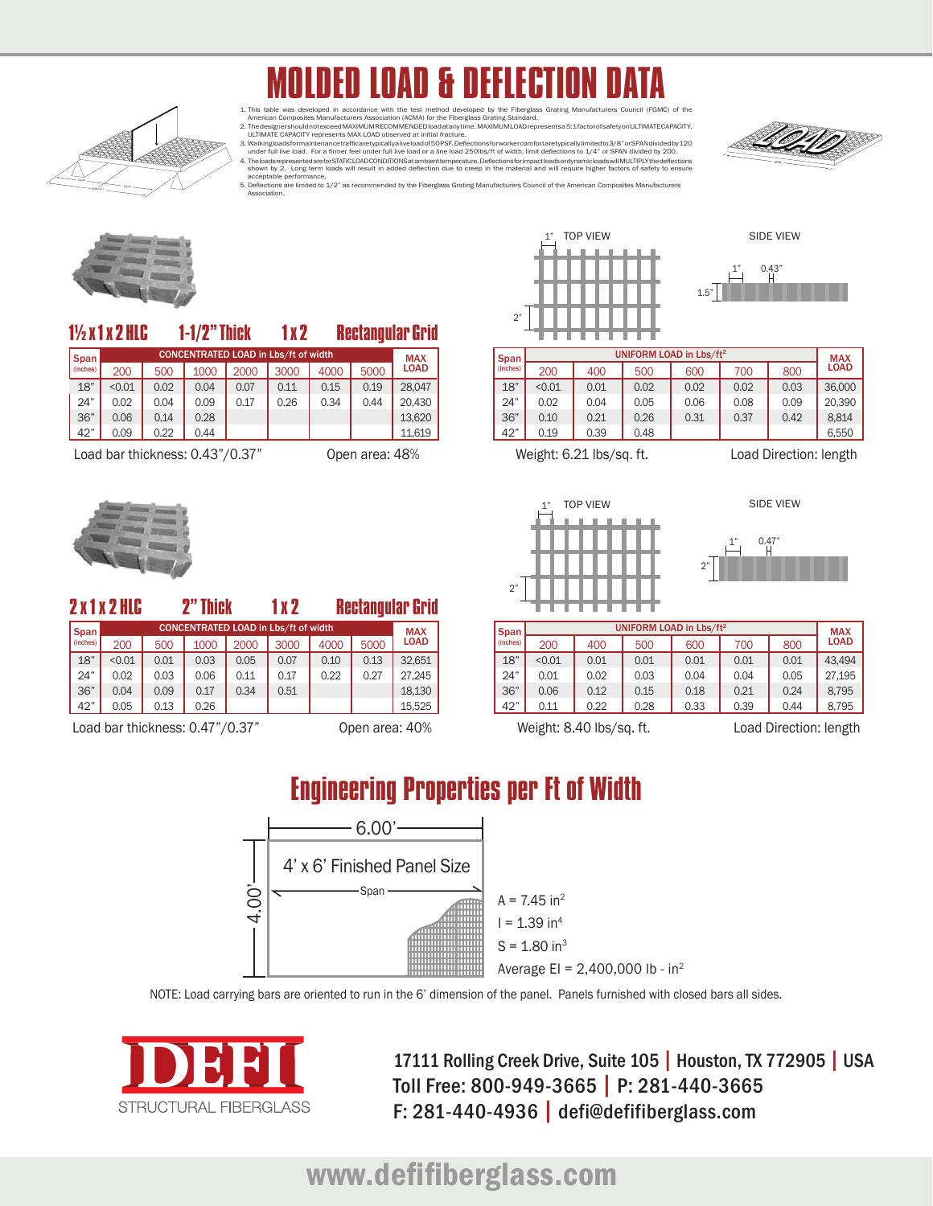# MOLDED LOAD & DEFLECTION DATA

1. This table was developed in accordance with the test method developed by the Fiberglass Grating Manufacturers Council (FGMC) of the American Composites Manufacturers Association (ACMA) for the Fiberglass Grating Standard.
2. The designer should not exceed MAXIMUM RECOMMENDED load at any time. MAXIMUM LOAD represents a 5:1 factor of safety on ULTIMATE CAPACITY. ULTIMATE CAPACITY represents MAX LOAD observed at initial fracture.
3. Walking loads for maintenance traffic are typically a live load of 50 PSF. Deflections for worker comfort are typically limited to 3/8" or SPAN divided by 120 under full live load. For a firmer feel under full live load or a line load 250lbs/ft of width, limit deflections to 1/4" or SPAN divided by 200.
4. The loads represented are for STATIC LOAD CONDITIONS at ambient temperature. Deflections for impact loads or dynamic loads will MULTIPLY the deflections shown by 2. Long term loads will result in added deflection due to creep in the material and will require higher factors of safety to ensure acceptable performance.
5. Deflections are limited to 1/2" as recommended by the Fiberglass Grating Manufacturers Council of the American Composites Manufacturers Association.

## 1½ x 1 x 2 HLC — 1-1/2" Thick — 1 x 2 — Rectangular Grid

| Span (inches) | CONCENTRATED LOAD in Lbs/ft of width | | | | | | | MAX LOAD |
|---|---|---|---|---|---|---|---|---|
| | 200 | 500 | 1000 | 2000 | 3000 | 4000 | 5000 | |
| 18" | <0.01 | 0.02 | 0.04 | 0.07 | 0.11 | 0.15 | 0.19 | 28,047 |
| 24" | 0.02 | 0.04 | 0.09 | 0.17 | 0.26 | 0.34 | 0.44 | 20,430 |
| 36" | 0.06 | 0.14 | 0.28 | | | | | 13,620 |
| 42" | 0.09 | 0.22 | 0.44 | | | | | 11,619 |

Load bar thickness: 0.43"/0.37" Open area: 48%

TOP VIEW 1" 2"

SIDE VIEW 1" 0.43" 1.5"

| Span (inches) | UNIFORM LOAD in Lbs/ft² | | | | | | MAX LOAD |
|---|---|---|---|---|---|---|---|
| | 200 | 400 | 500 | 600 | 700 | 800 | |
| 18" | <0.01 | 0.01 | 0.02 | 0.02 | 0.02 | 0.03 | 36,000 |
| 24" | 0.02 | 0.04 | 0.05 | 0.06 | 0.08 | 0.09 | 20,390 |
| 36" | 0.10 | 0.21 | 0.26 | 0.31 | 0.37 | 0.42 | 8,814 |
| 42" | 0.19 | 0.39 | 0.48 | | | | 6,550 |

Weight: 6.21 lbs/sq. ft. Load Direction: length

## 2 x 1 x 2 HLC — 2" Thick — 1 x 2 — Rectangular Grid

| Span (inches) | CONCENTRATED LOAD in Lbs/ft of width | | | | | | | MAX LOAD |
|---|---|---|---|---|---|---|---|---|
| | 200 | 500 | 1000 | 2000 | 3000 | 4000 | 5000 | |
| 18" | <0.01 | 0.01 | 0.03 | 0.05 | 0.07 | 0.10 | 0.13 | 32,651 |
| 24" | 0.02 | 0.03 | 0.06 | 0.11 | 0.17 | 0.22 | 0.27 | 27,245 |
| 36" | 0.04 | 0.09 | 0.17 | 0.34 | 0.51 | | | 18,130 |
| 42" | 0.05 | 0.13 | 0.26 | | | | | 15,525 |

Load bar thickness: 0.47"/0.37" Open area: 40%

TOP VIEW 1" 2"

SIDE VIEW 1" 0.47" 2"

| Span (inches) | UNIFORM LOAD in Lbs/ft² | | | | | | MAX LOAD |
|---|---|---|---|---|---|---|---|
| | 200 | 400 | 500 | 600 | 700 | 800 | |
| 18" | <0.01 | 0.01 | 0.01 | 0.01 | 0.01 | 0.01 | 43,494 |
| 24" | 0.01 | 0.02 | 0.03 | 0.04 | 0.04 | 0.05 | 27,195 |
| 36" | 0.06 | 0.12 | 0.15 | 0.18 | 0.21 | 0.24 | 8,795 |
| 42" | 0.11 | 0.22 | 0.28 | 0.33 | 0.39 | 0.44 | 8,795 |

Weight: 8.40 lbs/sq. ft. Load Direction: length

## Engineering Properties per Ft of Width

6.00'

4.00'

4' x 6' Finished Panel Size

Span

$A = 7.45\ in^2$

$I = 1.39\ in^4$

$S = 1.80\ in^3$

Average $EI = 2{,}400{,}000\ lb - in^2$

NOTE: Load carrying bars are oriented to run in the 6' dimension of the panel. Panels furnished with closed bars all sides.

DEFI STRUCTURAL FIBERGLASS

17111 Rolling Creek Drive, Suite 105 | Houston, TX 772905 | USA
Toll Free: 800-949-3665 | P: 281-440-3665
F: 281-440-4936 | defi@defifiberglass.com

www.defifiberglass.com